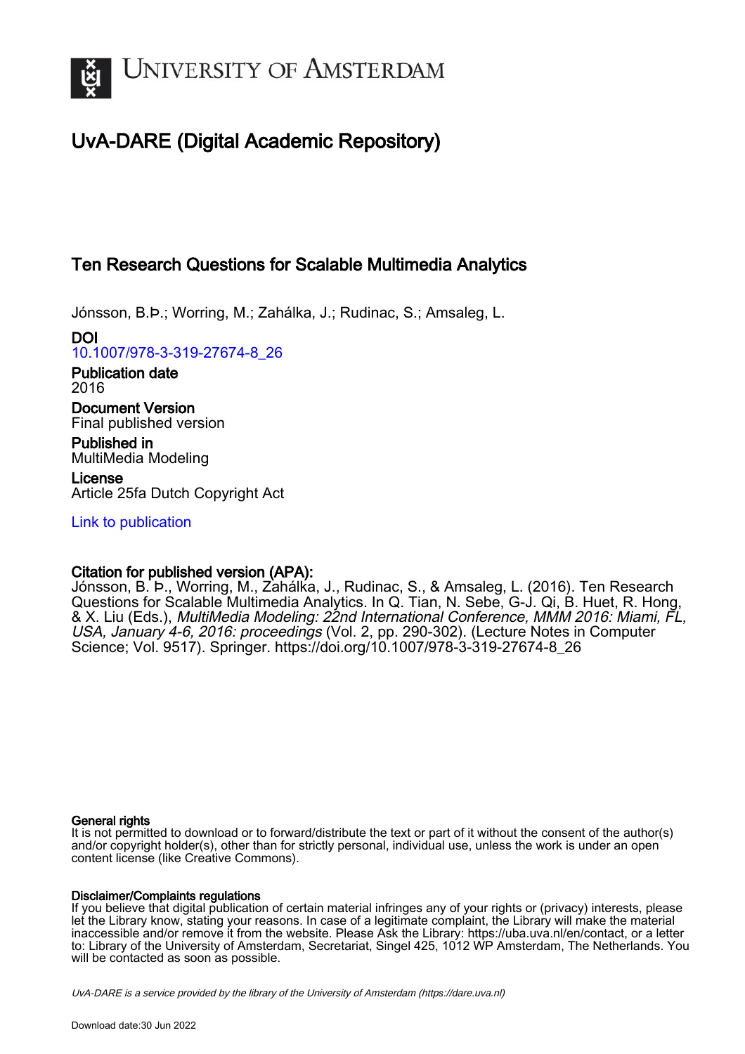UNIVERSITY OF AMSTERDAM

# UvA-DARE (Digital Academic Repository)

## Ten Research Questions for Scalable Multimedia Analytics

Jónsson, B.Þ.; Worring, M.; Zahálka, J.; Rudinac, S.; Amsaleg, L.

**DOI**
10.1007/978-3-319-27674-8_26

**Publication date**
2016

**Document Version**
Final published version

**Published in**
MultiMedia Modeling

**License**
Article 25fa Dutch Copyright Act

Link to publication

**Citation for published version (APA):**
Jónsson, B. Þ., Worring, M., Zahálka, J., Rudinac, S., & Amsaleg, L. (2016). Ten Research Questions for Scalable Multimedia Analytics. In Q. Tian, N. Sebe, G-J. Qi, B. Huet, R. Hong, & X. Liu (Eds.), *MultiMedia Modeling: 22nd International Conference, MMM 2016: Miami, FL, USA, January 4-6, 2016: proceedings* (Vol. 2, pp. 290-302). (Lecture Notes in Computer Science; Vol. 9517). Springer. https://doi.org/10.1007/978-3-319-27674-8_26

**General rights**
It is not permitted to download or to forward/distribute the text or part of it without the consent of the author(s) and/or copyright holder(s), other than for strictly personal, individual use, unless the work is under an open content license (like Creative Commons).

**Disclaimer/Complaints regulations**
If you believe that digital publication of certain material infringes any of your rights or (privacy) interests, please let the Library know, stating your reasons. In case of a legitimate complaint, the Library will make the material inaccessible and/or remove it from the website. Please Ask the Library: https://uba.uva.nl/en/contact, or a letter to: Library of the University of Amsterdam, Secretariat, Singel 425, 1012 WP Amsterdam, The Netherlands. You will be contacted as soon as possible.

UvA-DARE is a service provided by the library of the University of Amsterdam (https://dare.uva.nl)

Download date:30 Jun 2022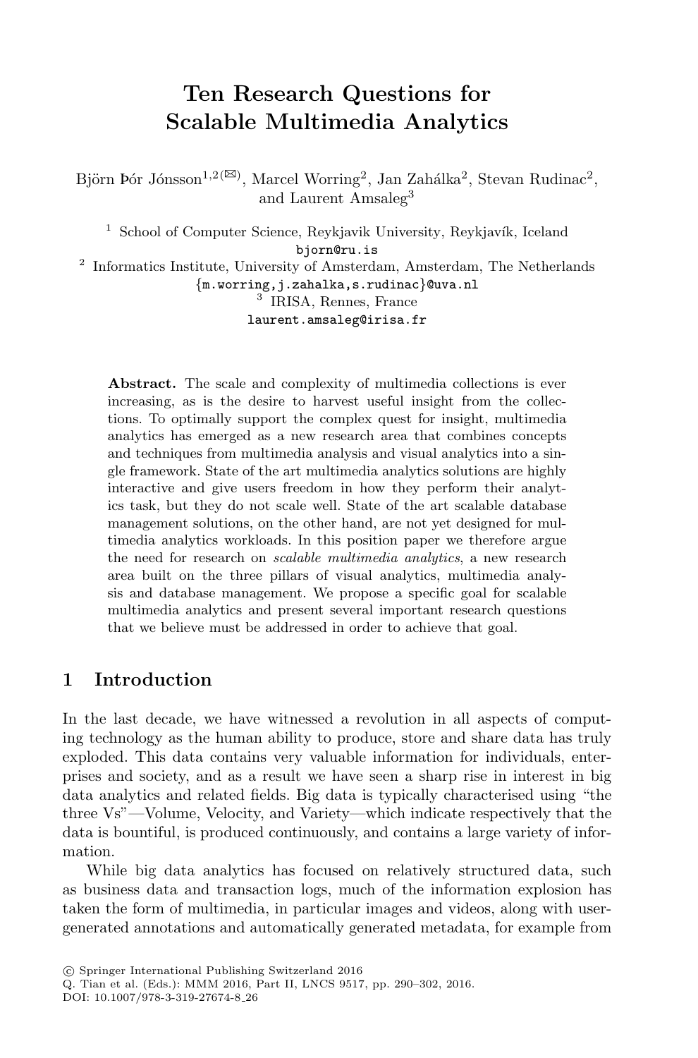# Ten Research Questions for Scalable Multimedia Analytics

Björn Þór Jónsson[1,2(✉)], Marcel Worring[2], Jan Zahálka[2], Stevan Rudinac[2], and Laurent Amsaleg[3]

[1] School of Computer Science, Reykjavik University, Reykjavík, Iceland
bjorn@ru.is

[2] Informatics Institute, University of Amsterdam, Amsterdam, The Netherlands
{m.worring,j.zahalka,s.rudinac}@uva.nl

[3] IRISA, Rennes, France
laurent.amsaleg@irisa.fr

**Abstract.** The scale and complexity of multimedia collections is ever increasing, as is the desire to harvest useful insight from the collections. To optimally support the complex quest for insight, multimedia analytics has emerged as a new research area that combines concepts and techniques from multimedia analysis and visual analytics into a single framework. State of the art multimedia analytics solutions are highly interactive and give users freedom in how they perform their analytics task, but they do not scale well. State of the art scalable database management solutions, on the other hand, are not yet designed for multimedia analytics workloads. In this position paper we therefore argue the need for research on *scalable multimedia analytics*, a new research area built on the three pillars of visual analytics, multimedia analysis and database management. We propose a specific goal for scalable multimedia analytics and present several important research questions that we believe must be addressed in order to achieve that goal.

## 1 Introduction

In the last decade, we have witnessed a revolution in all aspects of computing technology as the human ability to produce, store and share data has truly exploded. This data contains very valuable information for individuals, enterprises and society, and as a result we have seen a sharp rise in interest in big data analytics and related fields. Big data is typically characterised using "the three Vs"—Volume, Velocity, and Variety—which indicate respectively that the data is bountiful, is produced continuously, and contains a large variety of information.

While big data analytics has focused on relatively structured data, such as business data and transaction logs, much of the information explosion has taken the form of multimedia, in particular images and videos, along with user-generated annotations and automatically generated metadata, for example from

© Springer International Publishing Switzerland 2016
Q. Tian et al. (Eds.): MMM 2016, Part II, LNCS 9517, pp. 290–302, 2016.
DOI: 10.1007/978-3-319-27674-8_26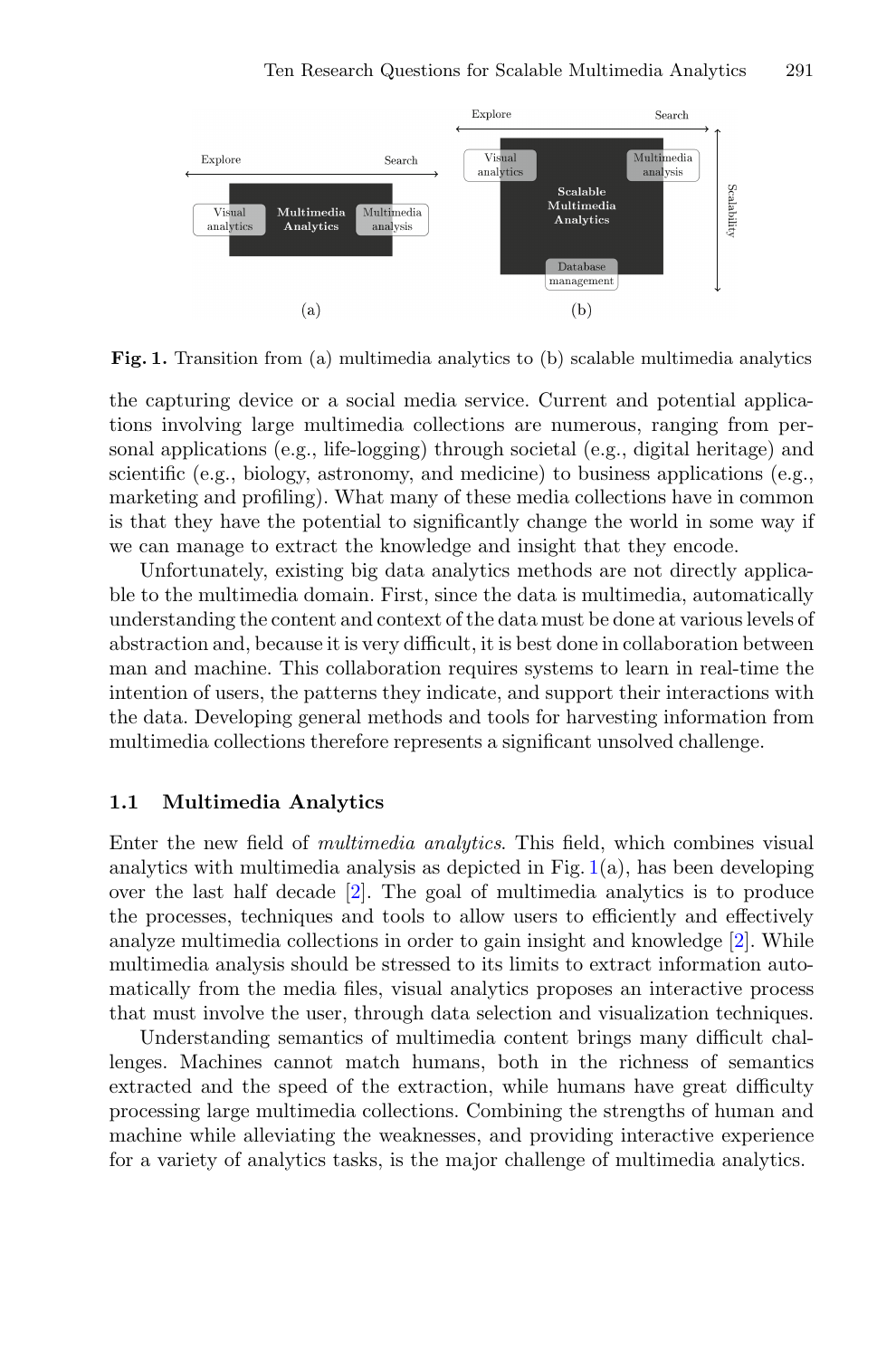Explore
Search
Visual analytics
Multimedia Analytics
Multimedia analysis
(a)

Explore
Search
Visual analytics
Scalable Multimedia Analytics
Multimedia analysis
Database management
Scalability
(b)

**Fig. 1.** Transition from (a) multimedia analytics to (b) scalable multimedia analytics

the capturing device or a social media service. Current and potential applications involving large multimedia collections are numerous, ranging from personal applications (e.g., life-logging) through societal (e.g., digital heritage) and scientific (e.g., biology, astronomy, and medicine) to business applications (e.g., marketing and profiling). What many of these media collections have in common is that they have the potential to significantly change the world in some way if we can manage to extract the knowledge and insight that they encode.

Unfortunately, existing big data analytics methods are not directly applicable to the multimedia domain. First, since the data is multimedia, automatically understanding the content and context of the data must be done at various levels of abstraction and, because it is very difficult, it is best done in collaboration between man and machine. This collaboration requires systems to learn in real-time the intention of users, the patterns they indicate, and support their interactions with the data. Developing general methods and tools for harvesting information from multimedia collections therefore represents a significant unsolved challenge.

### 1.1 Multimedia Analytics

Enter the new field of *multimedia analytics*. This field, which combines visual analytics with multimedia analysis as depicted in Fig. 1(a), has been developing over the last half decade [2]. The goal of multimedia analytics is to produce the processes, techniques and tools to allow users to efficiently and effectively analyze multimedia collections in order to gain insight and knowledge [2]. While multimedia analysis should be stressed to its limits to extract information automatically from the media files, visual analytics proposes an interactive process that must involve the user, through data selection and visualization techniques.

Understanding semantics of multimedia content brings many difficult challenges. Machines cannot match humans, both in the richness of semantics extracted and the speed of the extraction, while humans have great difficulty processing large multimedia collections. Combining the strengths of human and machine while alleviating the weaknesses, and providing interactive experience for a variety of analytics tasks, is the major challenge of multimedia analytics.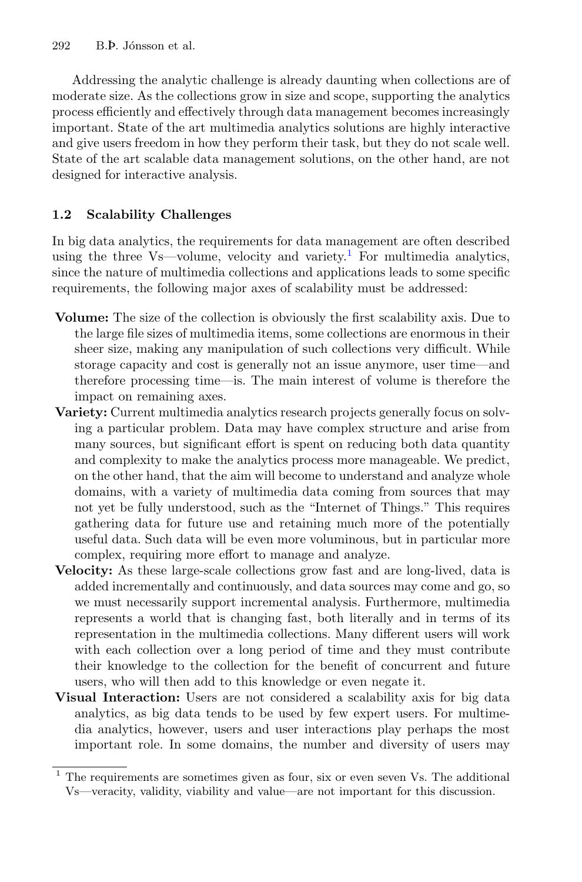Addressing the analytic challenge is already daunting when collections are of moderate size. As the collections grow in size and scope, supporting the analytics process efficiently and effectively through data management becomes increasingly important. State of the art multimedia analytics solutions are highly interactive and give users freedom in how they perform their task, but they do not scale well. State of the art scalable data management solutions, on the other hand, are not designed for interactive analysis.

### 1.2 Scalability Challenges

In big data analytics, the requirements for data management are often described using the three Vs—volume, velocity and variety.[1] For multimedia analytics, since the nature of multimedia collections and applications leads to some specific requirements, the following major axes of scalability must be addressed:

**Volume:** The size of the collection is obviously the first scalability axis. Due to the large file sizes of multimedia items, some collections are enormous in their sheer size, making any manipulation of such collections very difficult. While storage capacity and cost is generally not an issue anymore, user time—and therefore processing time—is. The main interest of volume is therefore the impact on remaining axes.

**Variety:** Current multimedia analytics research projects generally focus on solving a particular problem. Data may have complex structure and arise from many sources, but significant effort is spent on reducing both data quantity and complexity to make the analytics process more manageable. We predict, on the other hand, that the aim will become to understand and analyze whole domains, with a variety of multimedia data coming from sources that may not yet be fully understood, such as the "Internet of Things." This requires gathering data for future use and retaining much more of the potentially useful data. Such data will be even more voluminous, but in particular more complex, requiring more effort to manage and analyze.

**Velocity:** As these large-scale collections grow fast and are long-lived, data is added incrementally and continuously, and data sources may come and go, so we must necessarily support incremental analysis. Furthermore, multimedia represents a world that is changing fast, both literally and in terms of its representation in the multimedia collections. Many different users will work with each collection over a long period of time and they must contribute their knowledge to the collection for the benefit of concurrent and future users, who will then add to this knowledge or even negate it.

**Visual Interaction:** Users are not considered a scalability axis for big data analytics, as big data tends to be used by few expert users. For multimedia analytics, however, users and user interactions play perhaps the most important role. In some domains, the number and diversity of users may

[1] The requirements are sometimes given as four, six or even seven Vs. The additional Vs—veracity, validity, viability and value—are not important for this discussion.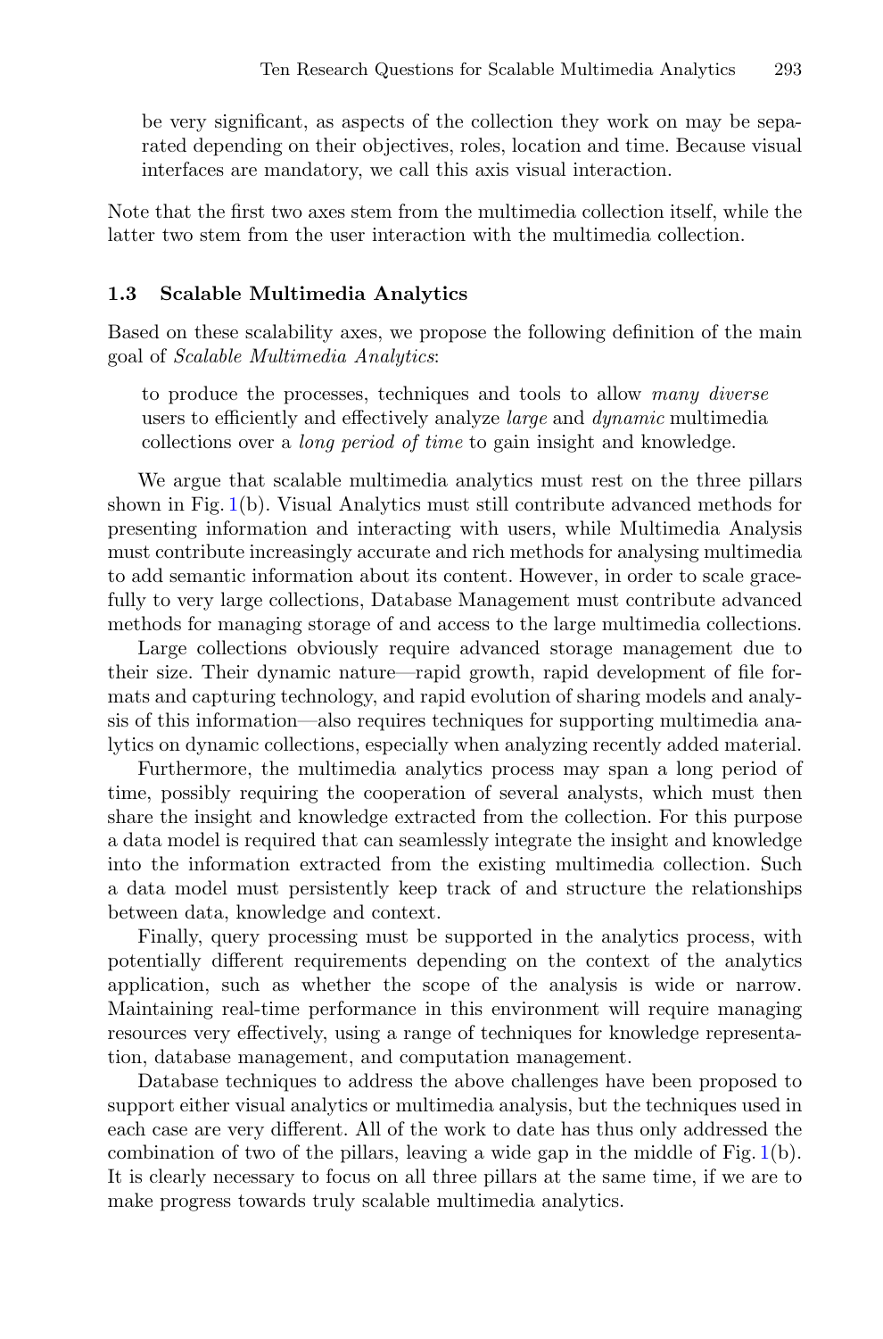be very significant, as aspects of the collection they work on may be separated depending on their objectives, roles, location and time. Because visual interfaces are mandatory, we call this axis visual interaction.

Note that the first two axes stem from the multimedia collection itself, while the latter two stem from the user interaction with the multimedia collection.

### 1.3 Scalable Multimedia Analytics

Based on these scalability axes, we propose the following definition of the main goal of *Scalable Multimedia Analytics*:

> to produce the processes, techniques and tools to allow *many diverse* users to efficiently and effectively analyze *large* and *dynamic* multimedia collections over a *long period of time* to gain insight and knowledge.

We argue that scalable multimedia analytics must rest on the three pillars shown in Fig. 1(b). Visual Analytics must still contribute advanced methods for presenting information and interacting with users, while Multimedia Analysis must contribute increasingly accurate and rich methods for analysing multimedia to add semantic information about its content. However, in order to scale gracefully to very large collections, Database Management must contribute advanced methods for managing storage of and access to the large multimedia collections.

Large collections obviously require advanced storage management due to their size. Their dynamic nature—rapid growth, rapid development of file formats and capturing technology, and rapid evolution of sharing models and analysis of this information—also requires techniques for supporting multimedia analytics on dynamic collections, especially when analyzing recently added material.

Furthermore, the multimedia analytics process may span a long period of time, possibly requiring the cooperation of several analysts, which must then share the insight and knowledge extracted from the collection. For this purpose a data model is required that can seamlessly integrate the insight and knowledge into the information extracted from the existing multimedia collection. Such a data model must persistently keep track of and structure the relationships between data, knowledge and context.

Finally, query processing must be supported in the analytics process, with potentially different requirements depending on the context of the analytics application, such as whether the scope of the analysis is wide or narrow. Maintaining real-time performance in this environment will require managing resources very effectively, using a range of techniques for knowledge representation, database management, and computation management.

Database techniques to address the above challenges have been proposed to support either visual analytics or multimedia analysis, but the techniques used in each case are very different. All of the work to date has thus only addressed the combination of two of the pillars, leaving a wide gap in the middle of Fig. 1(b). It is clearly necessary to focus on all three pillars at the same time, if we are to make progress towards truly scalable multimedia analytics.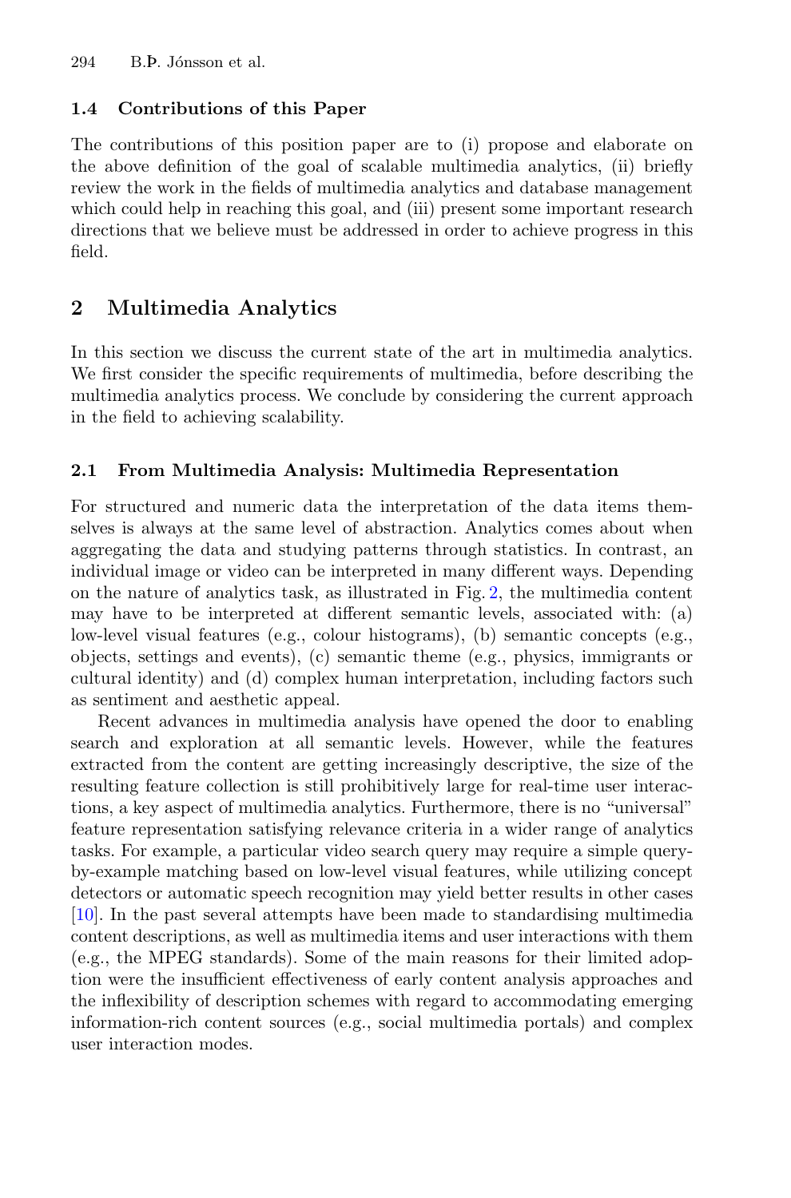### 1.4 Contributions of this Paper

The contributions of this position paper are to (i) propose and elaborate on the above definition of the goal of scalable multimedia analytics, (ii) briefly review the work in the fields of multimedia analytics and database management which could help in reaching this goal, and (iii) present some important research directions that we believe must be addressed in order to achieve progress in this field.

## 2 Multimedia Analytics

In this section we discuss the current state of the art in multimedia analytics. We first consider the specific requirements of multimedia, before describing the multimedia analytics process. We conclude by considering the current approach in the field to achieving scalability.

### 2.1 From Multimedia Analysis: Multimedia Representation

For structured and numeric data the interpretation of the data items themselves is always at the same level of abstraction. Analytics comes about when aggregating the data and studying patterns through statistics. In contrast, an individual image or video can be interpreted in many different ways. Depending on the nature of analytics task, as illustrated in Fig. 2, the multimedia content may have to be interpreted at different semantic levels, associated with: (a) low-level visual features (e.g., colour histograms), (b) semantic concepts (e.g., objects, settings and events), (c) semantic theme (e.g., physics, immigrants or cultural identity) and (d) complex human interpretation, including factors such as sentiment and aesthetic appeal.

Recent advances in multimedia analysis have opened the door to enabling search and exploration at all semantic levels. However, while the features extracted from the content are getting increasingly descriptive, the size of the resulting feature collection is still prohibitively large for real-time user interactions, a key aspect of multimedia analytics. Furthermore, there is no "universal" feature representation satisfying relevance criteria in a wider range of analytics tasks. For example, a particular video search query may require a simple query-by-example matching based on low-level visual features, while utilizing concept detectors or automatic speech recognition may yield better results in other cases [10]. In the past several attempts have been made to standardising multimedia content descriptions, as well as multimedia items and user interactions with them (e.g., the MPEG standards). Some of the main reasons for their limited adoption were the insufficient effectiveness of early content analysis approaches and the inflexibility of description schemes with regard to accommodating emerging information-rich content sources (e.g., social multimedia portals) and complex user interaction modes.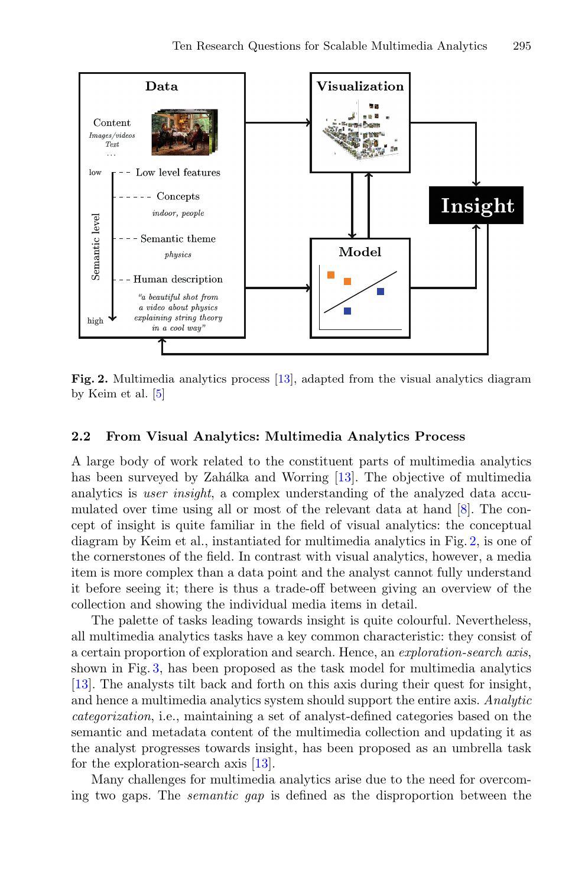Fig. 2. Multimedia analytics process [13], adapted from the visual analytics diagram by Keim et al. [5]

### 2.2 From Visual Analytics: Multimedia Analytics Process

A large body of work related to the constituent parts of multimedia analytics has been surveyed by Zahálka and Worring [13]. The objective of multimedia analytics is *user insight*, a complex understanding of the analyzed data accumulated over time using all or most of the relevant data at hand [8]. The concept of insight is quite familiar in the field of visual analytics: the conceptual diagram by Keim et al., instantiated for multimedia analytics in Fig. 2, is one of the cornerstones of the field. In contrast with visual analytics, however, a media item is more complex than a data point and the analyst cannot fully understand it before seeing it; there is thus a trade-off between giving an overview of the collection and showing the individual media items in detail.

The palette of tasks leading towards insight is quite colourful. Nevertheless, all multimedia analytics tasks have a key common characteristic: they consist of a certain proportion of exploration and search. Hence, an *exploration-search axis*, shown in Fig. 3, has been proposed as the task model for multimedia analytics [13]. The analysts tilt back and forth on this axis during their quest for insight, and hence a multimedia analytics system should support the entire axis. *Analytic categorization*, i.e., maintaining a set of analyst-defined categories based on the semantic and metadata content of the multimedia collection and updating it as the analyst progresses towards insight, has been proposed as an umbrella task for the exploration-search axis [13].

Many challenges for multimedia analytics arise due to the need for overcoming two gaps. The *semantic gap* is defined as the disproportion between the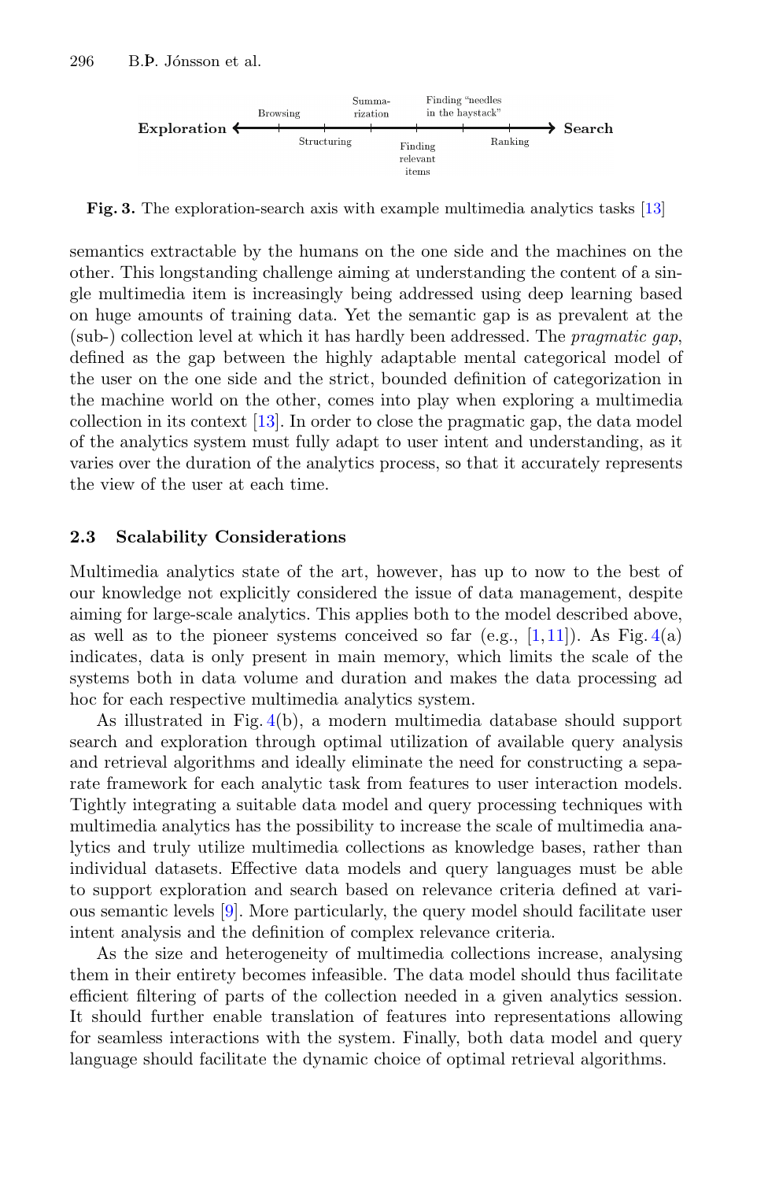Exploration ⟵ Browsing — Structuring — Summarization — Finding relevant items — Finding "needles in the haystack" — Ranking ⟶ Search

**Fig. 3.** The exploration-search axis with example multimedia analytics tasks [13]

semantics extractable by the humans on the one side and the machines on the other. This longstanding challenge aiming at understanding the content of a single multimedia item is increasingly being addressed using deep learning based on huge amounts of training data. Yet the semantic gap is as prevalent at the (sub-) collection level at which it has hardly been addressed. The *pragmatic gap*, defined as the gap between the highly adaptable mental categorical model of the user on the one side and the strict, bounded definition of categorization in the machine world on the other, comes into play when exploring a multimedia collection in its context [13]. In order to close the pragmatic gap, the data model of the analytics system must fully adapt to user intent and understanding, as it varies over the duration of the analytics process, so that it accurately represents the view of the user at each time.

### 2.3 Scalability Considerations

Multimedia analytics state of the art, however, has up to now to the best of our knowledge not explicitly considered the issue of data management, despite aiming for large-scale analytics. This applies both to the model described above, as well as to the pioneer systems conceived so far (e.g., [1,11]). As Fig. 4(a) indicates, data is only present in main memory, which limits the scale of the systems both in data volume and duration and makes the data processing ad hoc for each respective multimedia analytics system.

As illustrated in Fig. 4(b), a modern multimedia database should support search and exploration through optimal utilization of available query analysis and retrieval algorithms and ideally eliminate the need for constructing a separate framework for each analytic task from features to user interaction models. Tightly integrating a suitable data model and query processing techniques with multimedia analytics has the possibility to increase the scale of multimedia analytics and truly utilize multimedia collections as knowledge bases, rather than individual datasets. Effective data models and query languages must be able to support exploration and search based on relevance criteria defined at various semantic levels [9]. More particularly, the query model should facilitate user intent analysis and the definition of complex relevance criteria.

As the size and heterogeneity of multimedia collections increase, analysing them in their entirety becomes infeasible. The data model should thus facilitate efficient filtering of parts of the collection needed in a given analytics session. It should further enable translation of features into representations allowing for seamless interactions with the system. Finally, both data model and query language should facilitate the dynamic choice of optimal retrieval algorithms.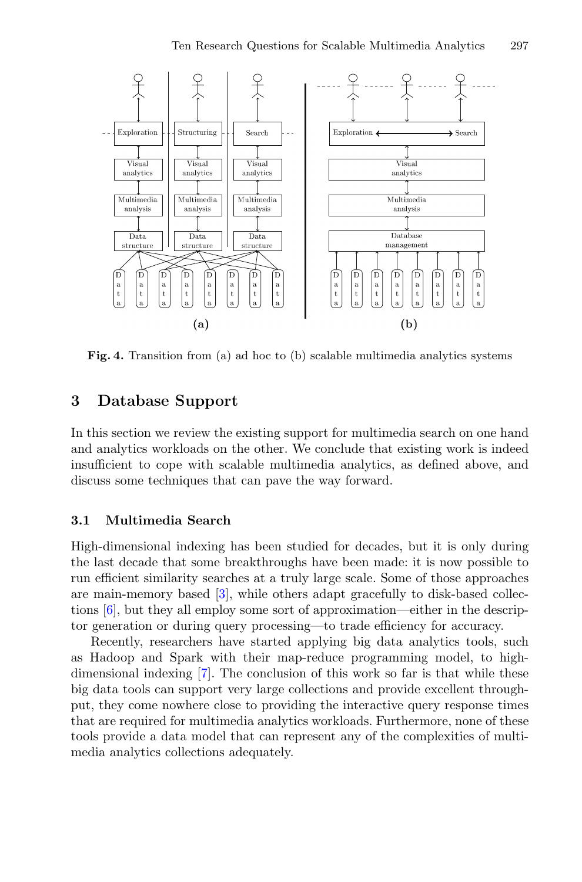Fig. 4. Transition from (a) ad hoc to (b) scalable multimedia analytics systems

## 3 Database Support

In this section we review the existing support for multimedia search on one hand and analytics workloads on the other. We conclude that existing work is indeed insufficient to cope with scalable multimedia analytics, as defined above, and discuss some techniques that can pave the way forward.

### 3.1 Multimedia Search

High-dimensional indexing has been studied for decades, but it is only during the last decade that some breakthroughs have been made: it is now possible to run efficient similarity searches at a truly large scale. Some of those approaches are main-memory based [3], while others adapt gracefully to disk-based collections [6], but they all employ some sort of approximation—either in the descriptor generation or during query processing—to trade efficiency for accuracy.

Recently, researchers have started applying big data analytics tools, such as Hadoop and Spark with their map-reduce programming model, to high-dimensional indexing [7]. The conclusion of this work so far is that while these big data tools can support very large collections and provide excellent throughput, they come nowhere close to providing the interactive query response times that are required for multimedia analytics workloads. Furthermore, none of these tools provide a data model that can represent any of the complexities of multimedia analytics collections adequately.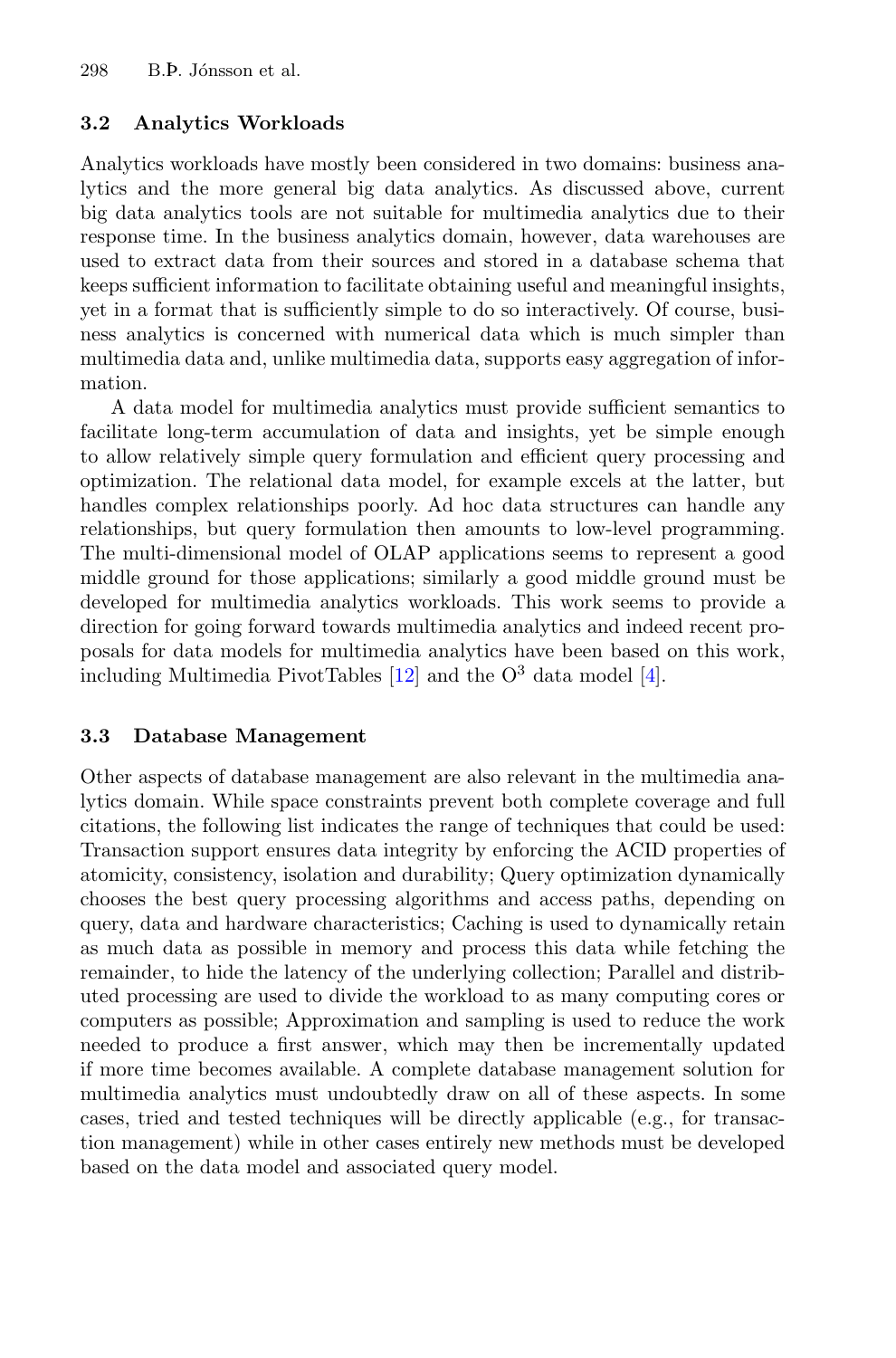### 3.2 Analytics Workloads

Analytics workloads have mostly been considered in two domains: business analytics and the more general big data analytics. As discussed above, current big data analytics tools are not suitable for multimedia analytics due to their response time. In the business analytics domain, however, data warehouses are used to extract data from their sources and stored in a database schema that keeps sufficient information to facilitate obtaining useful and meaningful insights, yet in a format that is sufficiently simple to do so interactively. Of course, business analytics is concerned with numerical data which is much simpler than multimedia data and, unlike multimedia data, supports easy aggregation of information.

A data model for multimedia analytics must provide sufficient semantics to facilitate long-term accumulation of data and insights, yet be simple enough to allow relatively simple query formulation and efficient query processing and optimization. The relational data model, for example excels at the latter, but handles complex relationships poorly. Ad hoc data structures can handle any relationships, but query formulation then amounts to low-level programming. The multi-dimensional model of OLAP applications seems to represent a good middle ground for those applications; similarly a good middle ground must be developed for multimedia analytics workloads. This work seems to provide a direction for going forward towards multimedia analytics and indeed recent proposals for data models for multimedia analytics have been based on this work, including Multimedia PivotTables [12] and the $O^3$ data model [4].

### 3.3 Database Management

Other aspects of database management are also relevant in the multimedia analytics domain. While space constraints prevent both complete coverage and full citations, the following list indicates the range of techniques that could be used: Transaction support ensures data integrity by enforcing the ACID properties of atomicity, consistency, isolation and durability; Query optimization dynamically chooses the best query processing algorithms and access paths, depending on query, data and hardware characteristics; Caching is used to dynamically retain as much data as possible in memory and process this data while fetching the remainder, to hide the latency of the underlying collection; Parallel and distributed processing are used to divide the workload to as many computing cores or computers as possible; Approximation and sampling is used to reduce the work needed to produce a first answer, which may then be incrementally updated if more time becomes available. A complete database management solution for multimedia analytics must undoubtedly draw on all of these aspects. In some cases, tried and tested techniques will be directly applicable (e.g., for transaction management) while in other cases entirely new methods must be developed based on the data model and associated query model.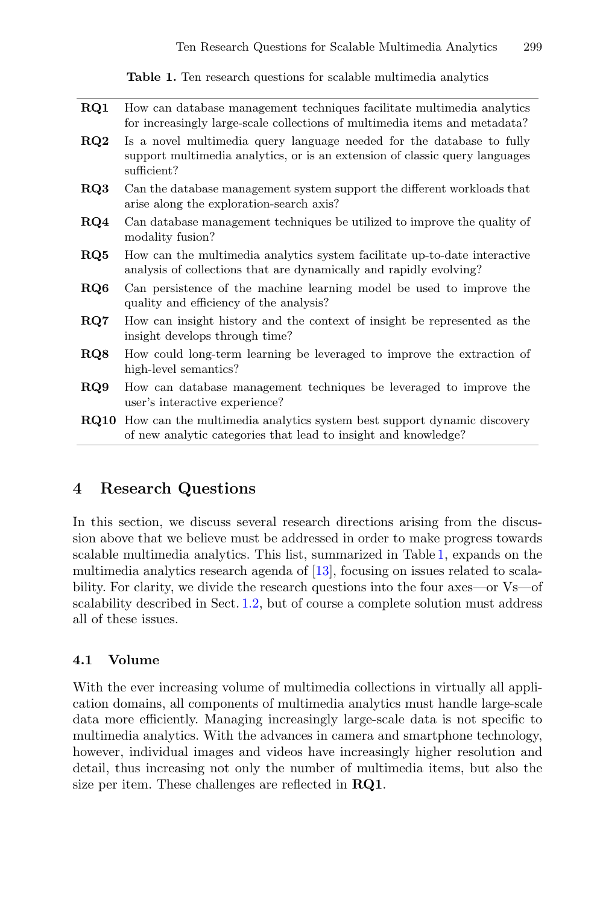**Table 1.** Ten research questions for scalable multimedia analytics

| | |
|---|---|
| **RQ1** | How can database management techniques facilitate multimedia analytics for increasingly large-scale collections of multimedia items and metadata? |
| **RQ2** | Is a novel multimedia query language needed for the database to fully support multimedia analytics, or is an extension of classic query languages sufficient? |
| **RQ3** | Can the database management system support the different workloads that arise along the exploration-search axis? |
| **RQ4** | Can database management techniques be utilized to improve the quality of modality fusion? |
| **RQ5** | How can the multimedia analytics system facilitate up-to-date interactive analysis of collections that are dynamically and rapidly evolving? |
| **RQ6** | Can persistence of the machine learning model be used to improve the quality and efficiency of the analysis? |
| **RQ7** | How can insight history and the context of insight be represented as the insight develops through time? |
| **RQ8** | How could long-term learning be leveraged to improve the extraction of high-level semantics? |
| **RQ9** | How can database management techniques be leveraged to improve the user's interactive experience? |
| **RQ10** | How can the multimedia analytics system best support dynamic discovery of new analytic categories that lead to insight and knowledge? |

## 4 Research Questions

In this section, we discuss several research directions arising from the discussion above that we believe must be addressed in order to make progress towards scalable multimedia analytics. This list, summarized in Table 1, expands on the multimedia analytics research agenda of [13], focusing on issues related to scalability. For clarity, we divide the research questions into the four axes—or Vs—of scalability described in Sect. 1.2, but of course a complete solution must address all of these issues.

### 4.1 Volume

With the ever increasing volume of multimedia collections in virtually all application domains, all components of multimedia analytics must handle large-scale data more efficiently. Managing increasingly large-scale data is not specific to multimedia analytics. With the advances in camera and smartphone technology, however, individual images and videos have increasingly higher resolution and detail, thus increasing not only the number of multimedia items, but also the size per item. These challenges are reflected in **RQ1**.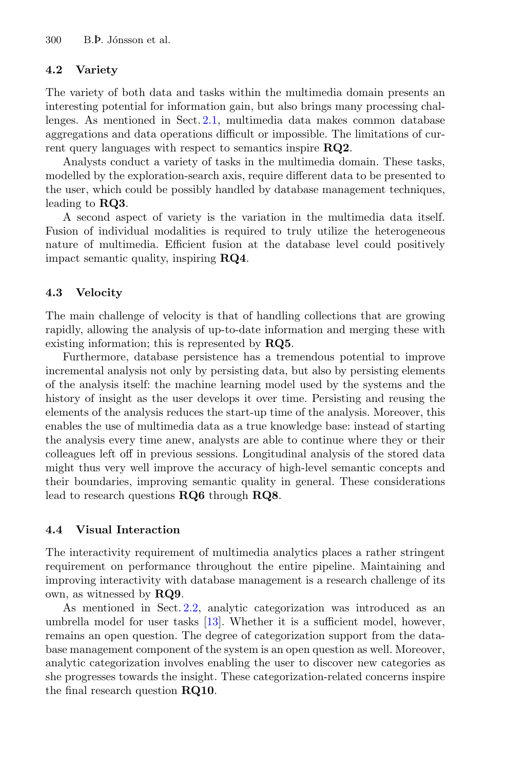### 4.2 Variety

The variety of both data and tasks within the multimedia domain presents an interesting potential for information gain, but also brings many processing challenges. As mentioned in Sect. 2.1, multimedia data makes common database aggregations and data operations difficult or impossible. The limitations of current query languages with respect to semantics inspire **RQ2**.

Analysts conduct a variety of tasks in the multimedia domain. These tasks, modelled by the exploration-search axis, require different data to be presented to the user, which could be possibly handled by database management techniques, leading to **RQ3**.

A second aspect of variety is the variation in the multimedia data itself. Fusion of individual modalities is required to truly utilize the heterogeneous nature of multimedia. Efficient fusion at the database level could positively impact semantic quality, inspiring **RQ4**.

### 4.3 Velocity

The main challenge of velocity is that of handling collections that are growing rapidly, allowing the analysis of up-to-date information and merging these with existing information; this is represented by **RQ5**.

Furthermore, database persistence has a tremendous potential to improve incremental analysis not only by persisting data, but also by persisting elements of the analysis itself: the machine learning model used by the systems and the history of insight as the user develops it over time. Persisting and reusing the elements of the analysis reduces the start-up time of the analysis. Moreover, this enables the use of multimedia data as a true knowledge base: instead of starting the analysis every time anew, analysts are able to continue where they or their colleagues left off in previous sessions. Longitudinal analysis of the stored data might thus very well improve the accuracy of high-level semantic concepts and their boundaries, improving semantic quality in general. These considerations lead to research questions **RQ6** through **RQ8**.

### 4.4 Visual Interaction

The interactivity requirement of multimedia analytics places a rather stringent requirement on performance throughout the entire pipeline. Maintaining and improving interactivity with database management is a research challenge of its own, as witnessed by **RQ9**.

As mentioned in Sect. 2.2, analytic categorization was introduced as an umbrella model for user tasks [13]. Whether it is a sufficient model, however, remains an open question. The degree of categorization support from the database management component of the system is an open question as well. Moreover, analytic categorization involves enabling the user to discover new categories as she progresses towards the insight. These categorization-related concerns inspire the final research question **RQ10**.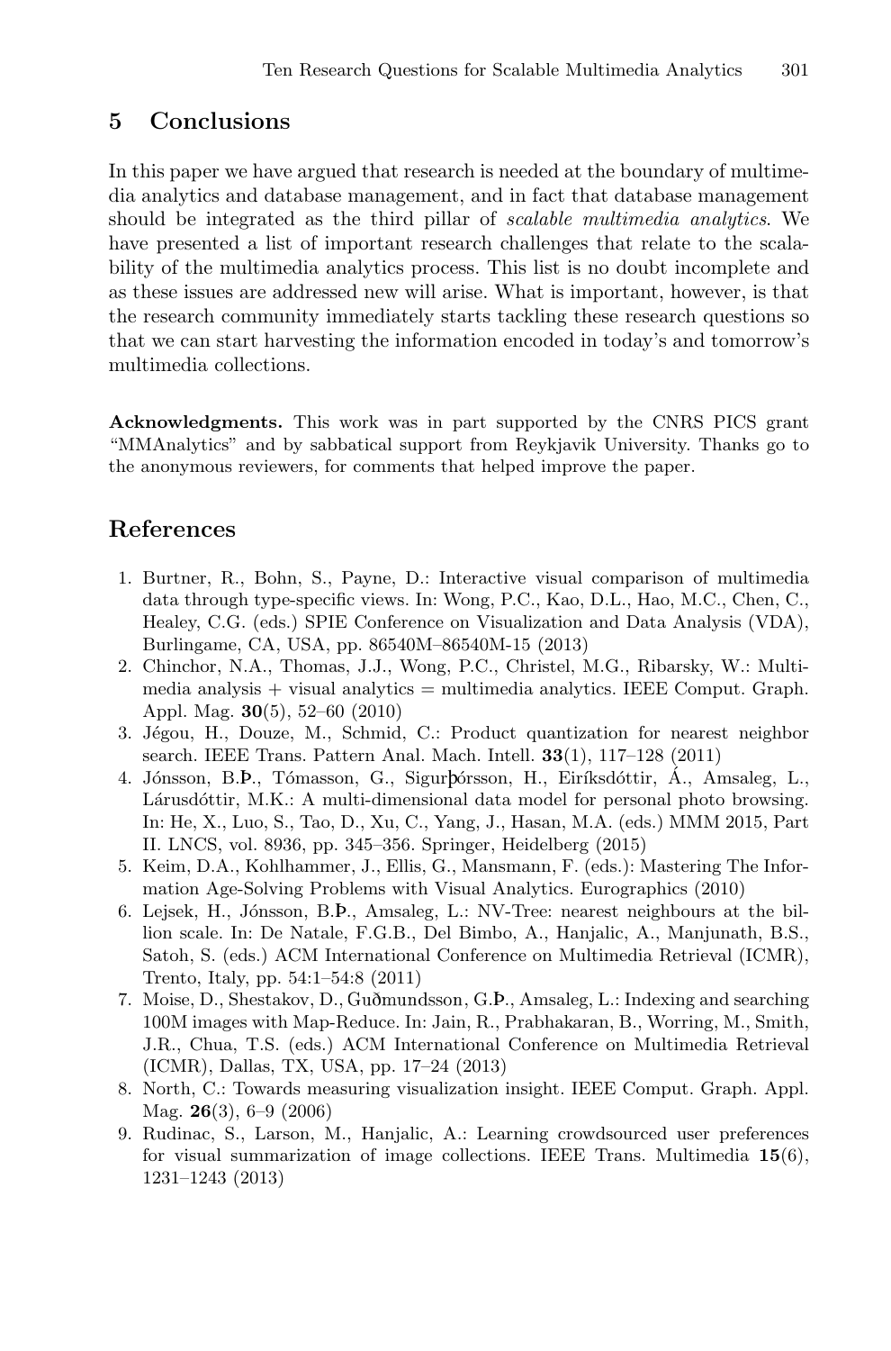## 5 Conclusions

In this paper we have argued that research is needed at the boundary of multimedia analytics and database management, and in fact that database management should be integrated as the third pillar of *scalable multimedia analytics*. We have presented a list of important research challenges that relate to the scalability of the multimedia analytics process. This list is no doubt incomplete and as these issues are addressed new will arise. What is important, however, is that the research community immediately starts tackling these research questions so that we can start harvesting the information encoded in today's and tomorrow's multimedia collections.

**Acknowledgments.** This work was in part supported by the CNRS PICS grant "MMAnalytics" and by sabbatical support from Reykjavik University. Thanks go to the anonymous reviewers, for comments that helped improve the paper.

## References

1. Burtner, R., Bohn, S., Payne, D.: Interactive visual comparison of multimedia data through type-specific views. In: Wong, P.C., Kao, D.L., Hao, M.C., Chen, C., Healey, C.G. (eds.) SPIE Conference on Visualization and Data Analysis (VDA), Burlingame, CA, USA, pp. 86540M–86540M-15 (2013)
2. Chinchor, N.A., Thomas, J.J., Wong, P.C., Christel, M.G., Ribarsky, W.: Multimedia analysis + visual analytics = multimedia analytics. IEEE Comput. Graph. Appl. Mag. **30**(5), 52–60 (2010)
3. Jégou, H., Douze, M., Schmid, C.: Product quantization for nearest neighbor search. IEEE Trans. Pattern Anal. Mach. Intell. **33**(1), 117–128 (2011)
4. Jónsson, B.Þ., Tómasson, G., Sigurþórsson, H., Eiríksdóttir, Á., Amsaleg, L., Lárusdóttir, M.K.: A multi-dimensional data model for personal photo browsing. In: He, X., Luo, S., Tao, D., Xu, C., Yang, J., Hasan, M.A. (eds.) MMM 2015, Part II. LNCS, vol. 8936, pp. 345–356. Springer, Heidelberg (2015)
5. Keim, D.A., Kohlhammer, J., Ellis, G., Mansmann, F. (eds.): Mastering The Information Age-Solving Problems with Visual Analytics. Eurographics (2010)
6. Lejsek, H., Jónsson, B.Þ., Amsaleg, L.: NV-Tree: nearest neighbours at the billion scale. In: De Natale, F.G.B., Del Bimbo, A., Hanjalic, A., Manjunath, B.S., Satoh, S. (eds.) ACM International Conference on Multimedia Retrieval (ICMR), Trento, Italy, pp. 54:1–54:8 (2011)
7. Moise, D., Shestakov, D., Guðmundsson, G.Þ., Amsaleg, L.: Indexing and searching 100M images with Map-Reduce. In: Jain, R., Prabhakaran, B., Worring, M., Smith, J.R., Chua, T.S. (eds.) ACM International Conference on Multimedia Retrieval (ICMR), Dallas, TX, USA, pp. 17–24 (2013)
8. North, C.: Towards measuring visualization insight. IEEE Comput. Graph. Appl. Mag. **26**(3), 6–9 (2006)
9. Rudinac, S., Larson, M., Hanjalic, A.: Learning crowdsourced user preferences for visual summarization of image collections. IEEE Trans. Multimedia **15**(6), 1231–1243 (2013)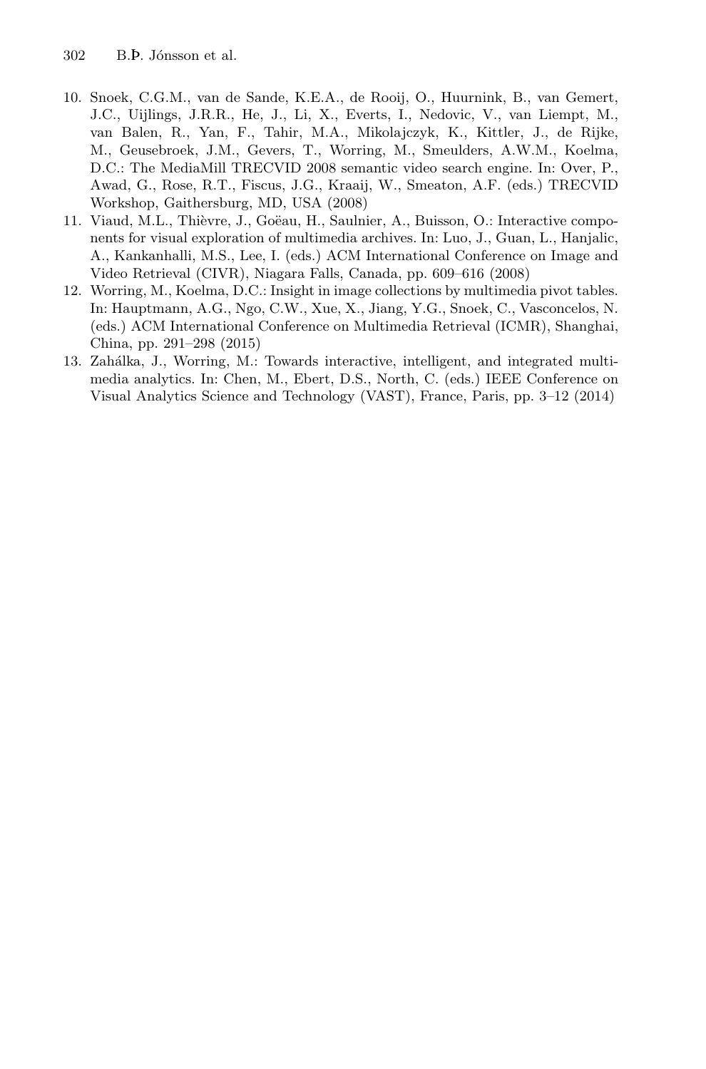10. Snoek, C.G.M., van de Sande, K.E.A., de Rooij, O., Huurnink, B., van Gemert, J.C., Uijlings, J.R.R., He, J., Li, X., Everts, I., Nedovic, V., van Liempt, M., van Balen, R., Yan, F., Tahir, M.A., Mikolajczyk, K., Kittler, J., de Rijke, M., Geusebroek, J.M., Gevers, T., Worring, M., Smeulders, A.W.M., Koelma, D.C.: The MediaMill TRECVID 2008 semantic video search engine. In: Over, P., Awad, G., Rose, R.T., Fiscus, J.G., Kraaij, W., Smeaton, A.F. (eds.) TRECVID Workshop, Gaithersburg, MD, USA (2008)
11. Viaud, M.L., Thièvre, J., Goëau, H., Saulnier, A., Buisson, O.: Interactive components for visual exploration of multimedia archives. In: Luo, J., Guan, L., Hanjalic, A., Kankanhalli, M.S., Lee, I. (eds.) ACM International Conference on Image and Video Retrieval (CIVR), Niagara Falls, Canada, pp. 609–616 (2008)
12. Worring, M., Koelma, D.C.: Insight in image collections by multimedia pivot tables. In: Hauptmann, A.G., Ngo, C.W., Xue, X., Jiang, Y.G., Snoek, C., Vasconcelos, N. (eds.) ACM International Conference on Multimedia Retrieval (ICMR), Shanghai, China, pp. 291–298 (2015)
13. Zahálka, J., Worring, M.: Towards interactive, intelligent, and integrated multimedia analytics. In: Chen, M., Ebert, D.S., North, C. (eds.) IEEE Conference on Visual Analytics Science and Technology (VAST), France, Paris, pp. 3–12 (2014)